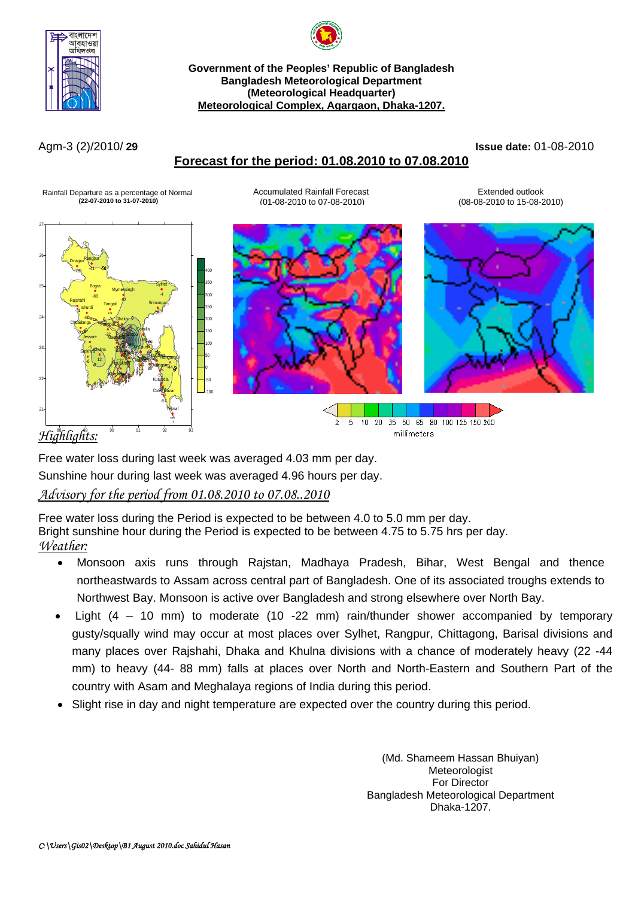**Government of the Peoples' Republic of Bangladesh**
**Bangladesh Meteorological Department**
**(Meteorological Headquarter)**
**Meteorological Complex, Agargaon, Dhaka-1207.**

Agm-3 (2)/2010/ **29** **Issue date:** 01-08-2010

## Forecast for the period: 01.08.2010 to 07.08.2010

Rainfall Departure as a percentage of Normal **(22-07-2010 to 31-07-2010)**

Accumulated Rainfall Forecast (01-08-2010 to 07-08-2010)

Extended outlook (08-08-2010 to 15-08-2010)

2 5 10 20 35 50 65 80 100 125 150 200 millimeters

### *Highlights:*

Free water loss during last week was averaged 4.03 mm per day.

Sunshine hour during last week was averaged 4.96 hours per day.

### *Advisory for the period from 01.08.2010 to 07.08..2010*

Free water loss during the Period is expected to be between 4.0 to 5.0 mm per day.
Bright sunshine hour during the Period is expected to be between 4.75 to 5.75 hrs per day.

### *Weather:*

- Monsoon axis runs through Rajstan, Madhaya Pradesh, Bihar, West Bengal and thence northeastwards to Assam across central part of Bangladesh. One of its associated troughs extends to Northwest Bay. Monsoon is active over Bangladesh and strong elsewhere over North Bay.
- Light (4 – 10 mm) to moderate (10 -22 mm) rain/thunder shower accompanied by temporary gusty/squally wind may occur at most places over Sylhet, Rangpur, Chittagong, Barisal divisions and many places over Rajshahi, Dhaka and Khulna divisions with a chance of moderately heavy (22 -44 mm) to heavy (44- 88 mm) falls at places over North and North-Eastern and Southern Part of the country with Asam and Meghalaya regions of India during this period.
- Slight rise in day and night temperature are expected over the country during this period.

(Md. Shameem Hassan Bhuiyan)
Meteorologist
For Director
Bangladesh Meteorological Department
Dhaka-1207.

*C:\Users\Gis02\Desktop\B1 August 2010.doc Sahidul Hasan*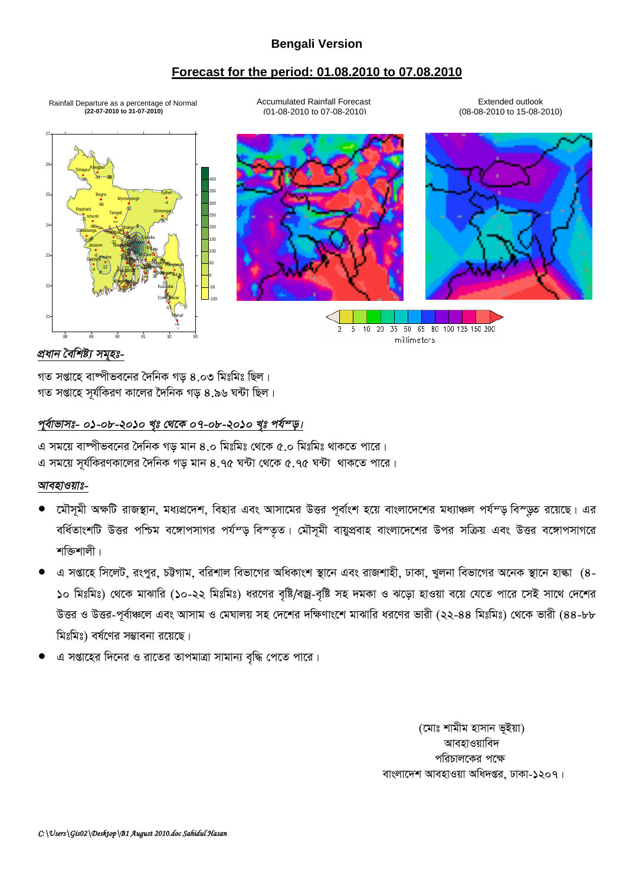## Bengali Version

## Forecast for the period: 01.08.2010 to 07.08.2010

Rainfall Departure as a percentage of Normal (22-07-2010 to 31-07-2010)

Accumulated Rainfall Forecast (01-08-2010 to 07-08-2010)

Extended outlook (08-08-2010 to 15-08-2010)

### *প্রধান বৈশিষ্ট্য সমূহঃ-*

গত সপ্তাহে বাষ্পীভবনের দৈনিক গড় ৪.০৩ মিঃমিঃ ছিল।
গত সপ্তাহে সূর্যকিরণ কালের দৈনিক গড় ৪.৯৬ ঘন্টা ছিল।

### *পূর্বাভাসঃ- ০১-০৮-২০১০ খৃঃ থেকে ০৭-০৮-২০১০ খৃঃ পর্যন্ত।*

এ সময়ে বাষ্পীভবনের দৈনিক গড় মান ৪.০ মিঃমিঃ থেকে ৫.০ মিঃমিঃ থাকতে পারে।
এ সময়ে সূর্যকিরণকালের দৈনিক গড় মান ৪.৭৫ ঘন্টা থেকে ৫.৭৫ ঘন্টা থাকতে পারে।

### *আবহাওয়াঃ-*

- মৌসুমী অক্ষটি রাজস্থান, মধ্যপ্রদেশ, বিহার এবং আসামের উত্তর পূর্বাংশ হয়ে বাংলাদেশের মধ্যাঞ্চল পর্যন্ত বিস্তৃত রয়েছে। এর বর্ধিতাংশটি উত্তর পশ্চিম বঙ্গোপসাগর পর্যন্ত বিস্তৃত। মৌসুমী বায়ুপ্রবাহ বাংলাদেশের উপর সক্রিয় এবং উত্তর বঙ্গোপসাগরে শক্তিশালী।
- এ সপ্তাহে সিলেট, রংপুর, চট্টগাম, বরিশাল বিভাগের অধিকাংশ স্থানে এবং রাজশাহী, ঢাকা, খুলনা বিভাগের অনেক স্থানে হাল্কা (৪-১০ মিঃমিঃ) থেকে মাঝারি (১০-২২ মিঃমিঃ) ধরণের বৃষ্টি/বজ্র-বৃষ্টি সহ দমকা ও ঝড়ো হাওয়া বয়ে যেতে পারে সেই সাথে দেশের উত্তর ও উত্তর-পূর্বাঞ্চলে এবং আসাম ও মেঘালয় সহ দেশের দক্ষিণাংশে মাঝারি ধরণের ভারী (২২-৪৪ মিঃমিঃ) থেকে ভারী (৪৪-৮৮ মিঃমিঃ) বর্ষণের সম্ভাবনা রয়েছে।
- এ সপ্তাহের দিনের ও রাতের তাপমাত্রা সামান্য বৃদ্ধি পেতে পারে।

(মোঃ শামীম হাসান ভূইয়া)
আবহাওয়াবিদ
পরিচালকের পক্ষে
বাংলাদেশ আবহাওয়া অধিদপ্তর, ঢাকা-১২০৭।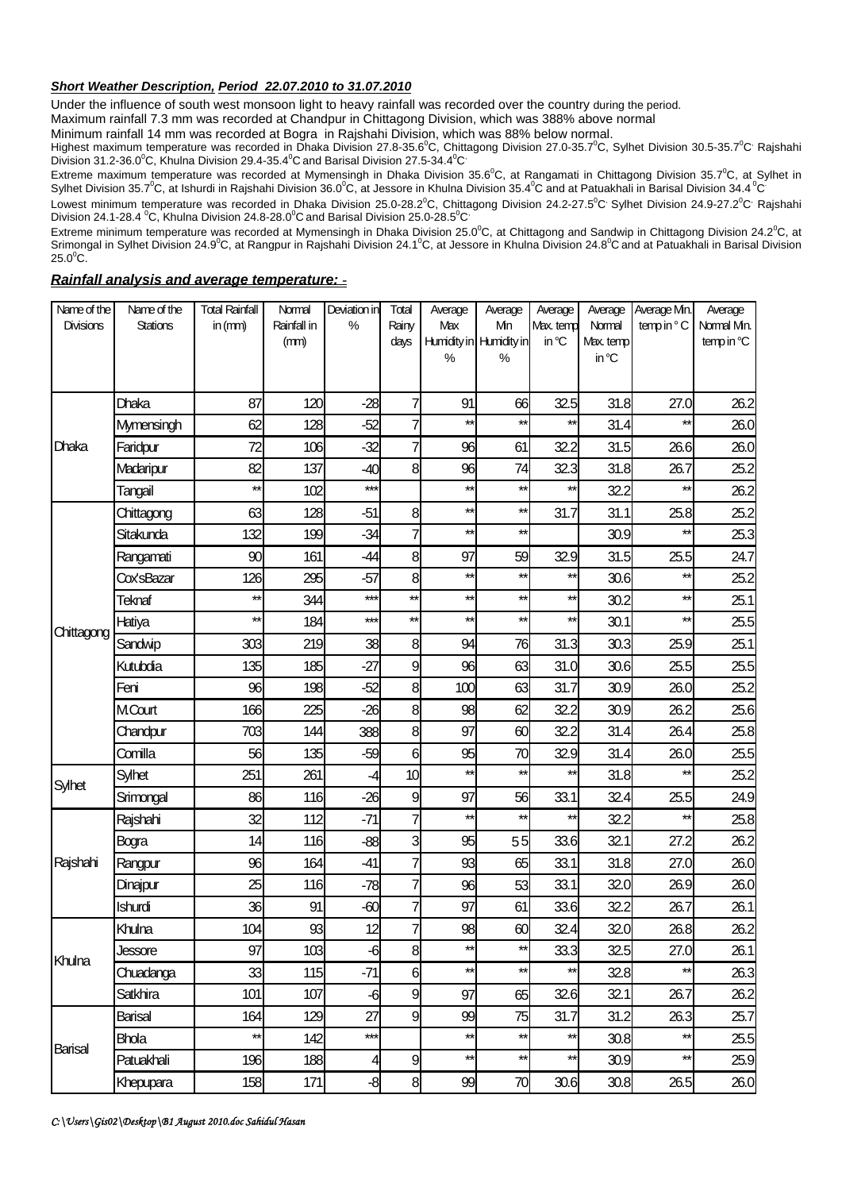***Short Weather Description, Period 22.07.2010 to 31.07.2010***

Under the influence of south west monsoon light to heavy rainfall was recorded over the country during the period.

Maximum rainfall 7.3 mm was recorded at Chandpur in Chittagong Division, which was 388% above normal

Minimum rainfall 14 mm was recorded at Bogra in Rajshahi Division, which was 88% below normal.

Highest maximum temperature was recorded in Dhaka Division 27.8-35.6$^0$C, Chittagong Division 27.0-35.7$^0$C, Sylhet Division 30.5-35.7$^0$C, Rajshahi Division 31.2-36.0$^0$C, Khulna Division 29.4-35.4$^0$C and Barisal Division 27.5-34.4$^0$C.

Extreme maximum temperature was recorded at Mymensingh in Dhaka Division 35.6$^0$C, at Rangamati in Chittagong Division 35.7$^0$C, at Sylhet in Sylhet Division 35.7$^0$C, at Ishurdi in Rajshahi Division 36.0$^0$C, at Jessore in Khulna Division 35.4$^0$C and at Patuakhali in Barisal Division 34.4$^0$C.

Lowest minimum temperature was recorded in Dhaka Division 25.0-28.2$^0$C, Chittagong Division 24.2-27.5$^0$C, Sylhet Division 24.9-27.2$^0$C, Rajshahi Division 24.1-28.4$^0$C, Khulna Division 24.8-28.0$^0$C and Barisal Division 25.0-28.5$^0$C.

Extreme minimum temperature was recorded at Mymensingh in Dhaka Division 25.0$^0$C, at Chittagong and Sandwip in Chittagong Division 24.2$^0$C, at Srimongal in Sylhet Division 24.9$^0$C, at Rangpur in Rajshahi Division 24.1$^0$C, at Jessore in Khulna Division 24.8$^0$C and at Patuakhali in Barisal Division 25.0$^0$C.

***Rainfall analysis and average temperature: -***

| Name of the Divisions | Name of the Stations | Total Rainfall in (mm) | Normal Rainfall in (mm) | Deviation in % | Total Rainy days | Average Max Humidity in % | Average Min Humidity in % | Average Max. temp in °C | Average Normal Max. temp in °C | Average Min. temp in ° C | Average Normal Min. temp in °C |
|---|---|---|---|---|---|---|---|---|---|---|---|
| Dhaka | Dhaka | 87 | 120 | -28 | 7 | 91 | 66 | 32.5 | 31.8 | 27.0 | 26.2 |
| | Mymensingh | 62 | 128 | -52 | 7 | ** | ** | ** | 31.4 | ** | 26.0 |
| | Faridpur | 72 | 106 | -32 | 7 | 96 | 61 | 32.2 | 31.5 | 26.6 | 26.0 |
| | Madaripur | 82 | 137 | -40 | 8 | 96 | 74 | 32.3 | 31.8 | 26.7 | 25.2 |
| | Tangail | ** | 102 | *** | | ** | ** | ** | 32.2 | ** | 26.2 |
| Chittagong | Chittagong | 63 | 128 | -51 | 8 | ** | ** | 31.7 | 31.1 | 25.8 | 25.2 |
| | Sitakunda | 132 | 199 | -34 | 7 | ** | ** | | 30.9 | ** | 25.3 |
| | Rangamati | 90 | 161 | -44 | 8 | 97 | 59 | 32.9 | 31.5 | 25.5 | 24.7 |
| | Cox'sBazar | 126 | 295 | -57 | 8 | ** | ** | ** | 30.6 | ** | 25.2 |
| | Teknaf | ** | 344 | *** | ** | ** | ** | ** | 30.2 | ** | 25.1 |
| | Hatiya | ** | 184 | *** | ** | ** | ** | ** | 30.1 | ** | 25.5 |
| | Sandwip | 303 | 219 | 38 | 8 | 94 | 76 | 31.3 | 30.3 | 25.9 | 25.1 |
| | Kutubdia | 135 | 185 | -27 | 9 | 96 | 63 | 31.0 | 30.6 | 25.5 | 25.5 |
| | Feni | 96 | 198 | -52 | 8 | 100 | 63 | 31.7 | 30.9 | 26.0 | 25.2 |
| | M.Court | 166 | 225 | -26 | 8 | 98 | 62 | 32.2 | 30.9 | 26.2 | 25.6 |
| | Chandpur | 703 | 144 | 388 | 8 | 97 | 60 | 32.2 | 31.4 | 26.4 | 25.8 |
| | Comilla | 56 | 135 | -59 | 6 | 95 | 70 | 32.9 | 31.4 | 26.0 | 25.5 |
| Sylhet | Sylhet | 251 | 261 | -4 | 10 | ** | ** | ** | 31.8 | ** | 25.2 |
| | Srimongal | 86 | 116 | -26 | 9 | 97 | 56 | 33.1 | 32.4 | 25.5 | 24.9 |
| Rajshahi | Rajshahi | 32 | 112 | -71 | 7 | ** | ** | ** | 32.2 | ** | 25.8 |
| | Bogra | 14 | 116 | -88 | 3 | 95 | 55 | 33.6 | 32.1 | 27.2 | 26.2 |
| | Rangpur | 96 | 164 | -41 | 7 | 93 | 65 | 33.1 | 31.8 | 27.0 | 26.0 |
| | Dinajpur | 25 | 116 | -78 | 7 | 96 | 53 | 33.1 | 32.0 | 26.9 | 26.0 |
| | Ishurdi | 36 | 91 | -60 | 7 | 97 | 61 | 33.6 | 32.2 | 26.7 | 26.1 |
| Khulna | Khulna | 104 | 93 | 12 | 7 | 98 | 60 | 32.4 | 32.0 | 26.8 | 26.2 |
| | Jessore | 97 | 103 | -6 | 8 | ** | ** | 33.3 | 32.5 | 27.0 | 26.1 |
| | Chuadanga | 33 | 115 | -71 | 6 | ** | ** | ** | 32.8 | ** | 26.3 |
| | Satkhira | 101 | 107 | -6 | 9 | 97 | 65 | 32.6 | 32.1 | 26.7 | 26.2 |
| Barisal | Barisal | 164 | 129 | 27 | 9 | 99 | 75 | 31.7 | 31.2 | 26.3 | 25.7 |
| | Bhola | ** | 142 | *** | | ** | ** | ** | 30.8 | ** | 25.5 |
| | Patuakhali | 196 | 188 | 4 | 9 | ** | ** | ** | 30.9 | ** | 25.9 |
| | Khepupara | 158 | 171 | -8 | 8 | 99 | 70 | 30.6 | 30.8 | 26.5 | 26.0 |

*C:\Users\Gis02\Desktop\B1 August 2010.doc Sahidul Hasan*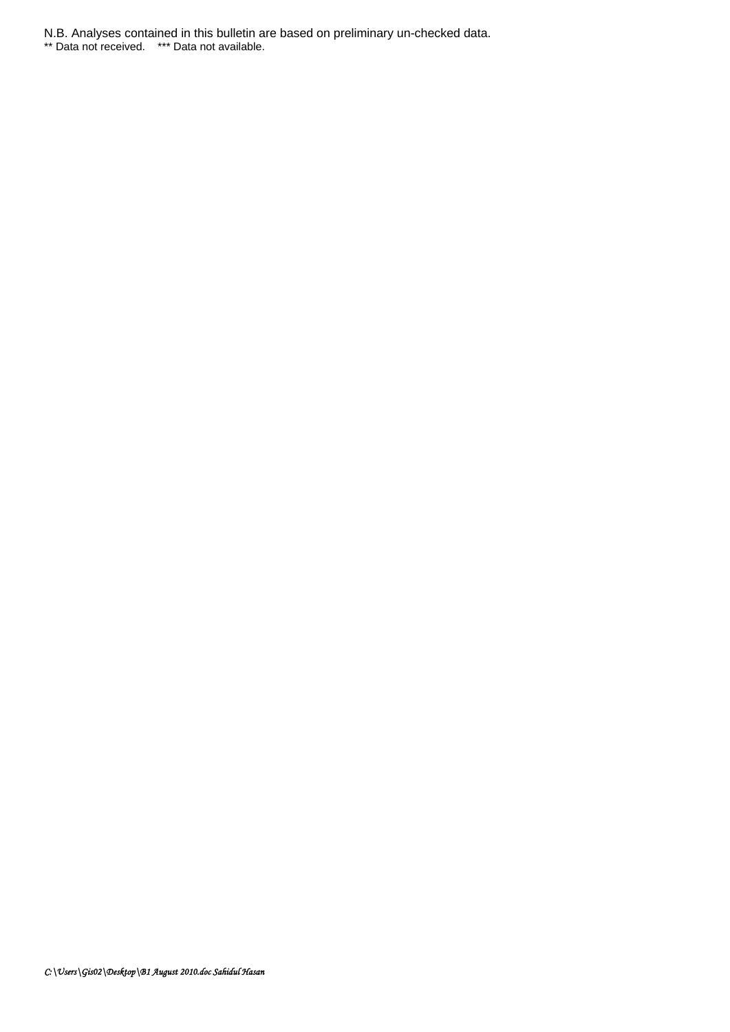N.B. Analyses contained in this bulletin are based on preliminary un-checked data.
** Data not received. *** Data not available.

*C:\Users\Gis02\Desktop\B1 August 2010.doc Sahidul Hasan*